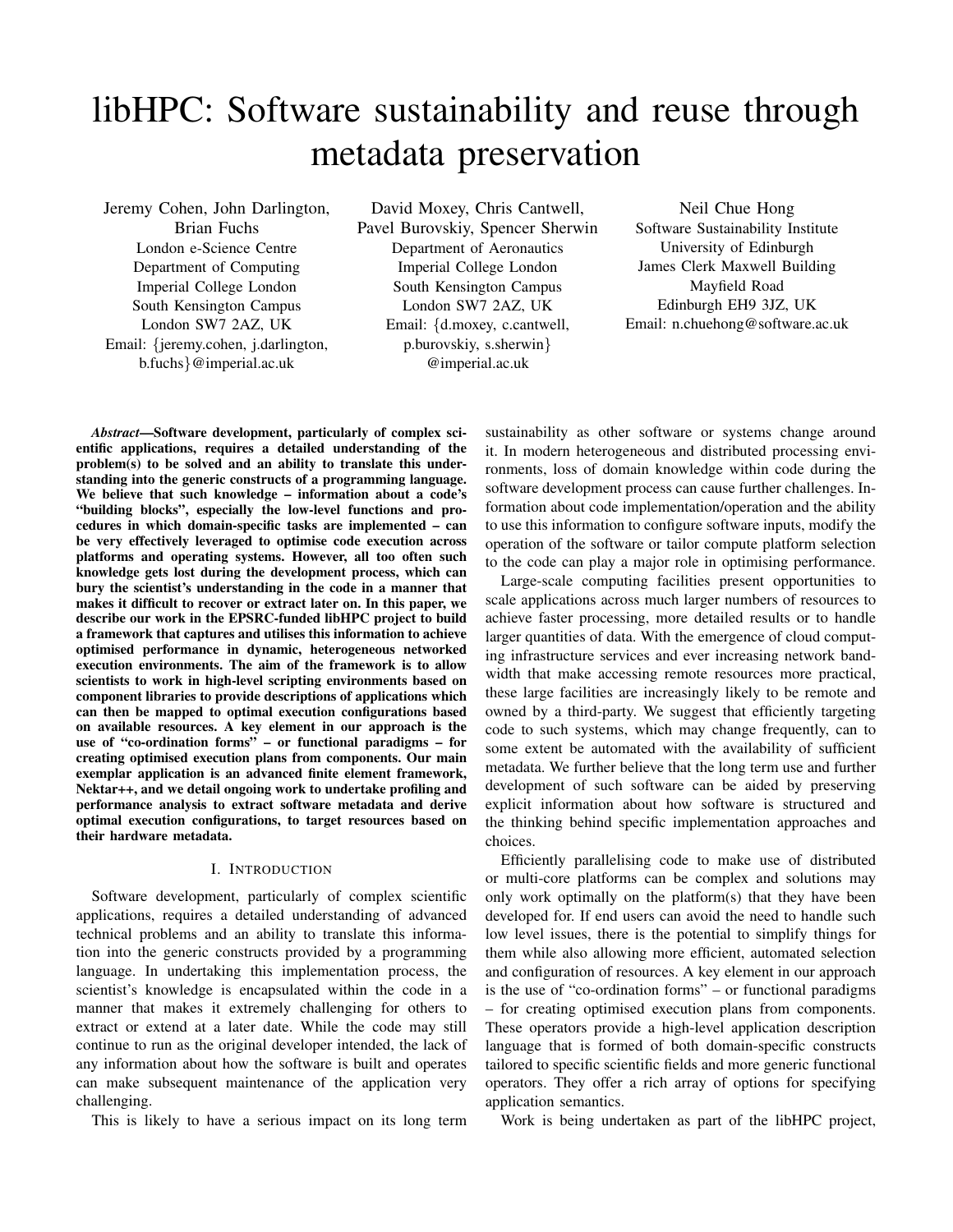# libHPC: Software sustainability and reuse through metadata preservation

Jeremy Cohen, John Darlington, Brian Fuchs
London e-Science Centre
Department of Computing
Imperial College London
South Kensington Campus
London SW7 2AZ, UK
Email: {jeremy.cohen, j.darlington, b.fuchs}@imperial.ac.uk

David Moxey, Chris Cantwell, Pavel Burovskiy, Spencer Sherwin
Department of Aeronautics
Imperial College London
South Kensington Campus
London SW7 2AZ, UK
Email: {d.moxey, c.cantwell, p.burovskiy, s.sherwin}@imperial.ac.uk

Neil Chue Hong
Software Sustainability Institute
University of Edinburgh
James Clerk Maxwell Building
Mayfield Road
Edinburgh EH9 3JZ, UK
Email: n.chuehong@software.ac.uk

***Abstract*—Software development, particularly of complex scientific applications, requires a detailed understanding of the problem(s) to be solved and an ability to translate this understanding into the generic constructs of a programming language. We believe that such knowledge – information about a code's "building blocks", especially the low-level functions and procedures in which domain-specific tasks are implemented – can be very effectively leveraged to optimise code execution across platforms and operating systems. However, all too often such knowledge gets lost during the development process, which can bury the scientist's understanding in the code in a manner that makes it difficult to recover or extract later on. In this paper, we describe our work in the EPSRC-funded libHPC project to build a framework that captures and utilises this information to achieve optimised performance in dynamic, heterogeneous networked execution environments. The aim of the framework is to allow scientists to work in high-level scripting environments based on component libraries to provide descriptions of applications which can then be mapped to optimal execution configurations based on available resources. A key element in our approach is the use of "co-ordination forms" – or functional paradigms – for creating optimised execution plans from components. Our main exemplar application is an advanced finite element framework, Nektar++, and we detail ongoing work to undertake profiling and performance analysis to extract software metadata and derive optimal execution configurations, to target resources based on their hardware metadata.**

## I. Introduction

Software development, particularly of complex scientific applications, requires a detailed understanding of advanced technical problems and an ability to translate this information into the generic constructs provided by a programming language. In undertaking this implementation process, the scientist's knowledge is encapsulated within the code in a manner that makes it extremely challenging for others to extract or extend at a later date. While the code may still continue to run as the original developer intended, the lack of any information about how the software is built and operates can make subsequent maintenance of the application very challenging.

This is likely to have a serious impact on its long term sustainability as other software or systems change around it. In modern heterogeneous and distributed processing environments, loss of domain knowledge within code during the software development process can cause further challenges. Information about code implementation/operation and the ability to use this information to configure software inputs, modify the operation of the software or tailor compute platform selection to the code can play a major role in optimising performance.

Large-scale computing facilities present opportunities to scale applications across much larger numbers of resources to achieve faster processing, more detailed results or to handle larger quantities of data. With the emergence of cloud computing infrastructure services and ever increasing network bandwidth that make accessing remote resources more practical, these large facilities are increasingly likely to be remote and owned by a third-party. We suggest that efficiently targeting code to such systems, which may change frequently, can to some extent be automated with the availability of sufficient metadata. We further believe that the long term use and further development of such software can be aided by preserving explicit information about how software is structured and the thinking behind specific implementation approaches and choices.

Efficiently parallelising code to make use of distributed or multi-core platforms can be complex and solutions may only work optimally on the platform(s) that they have been developed for. If end users can avoid the need to handle such low level issues, there is the potential to simplify things for them while also allowing more efficient, automated selection and configuration of resources. A key element in our approach is the use of "co-ordination forms" – or functional paradigms – for creating optimised execution plans from components. These operators provide a high-level application description language that is formed of both domain-specific constructs tailored to specific scientific fields and more generic functional operators. They offer a rich array of options for specifying application semantics.

Work is being undertaken as part of the libHPC project,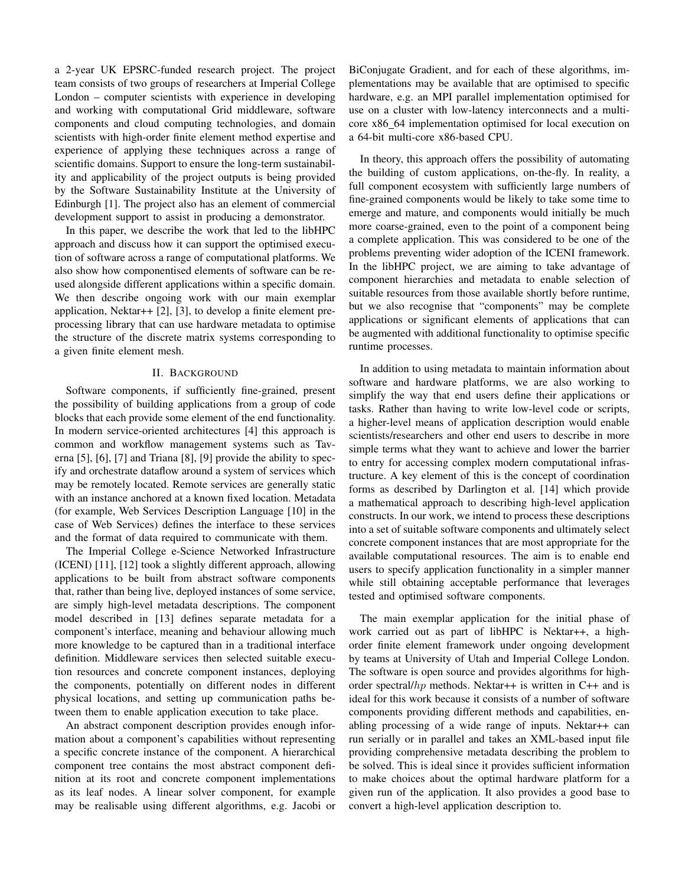a 2-year UK EPSRC-funded research project. The project team consists of two groups of researchers at Imperial College London – computer scientists with experience in developing and working with computational Grid middleware, software components and cloud computing technologies, and domain scientists with high-order finite element method expertise and experience of applying these techniques across a range of scientific domains. Support to ensure the long-term sustainability and applicability of the project outputs is being provided by the Software Sustainability Institute at the University of Edinburgh [1]. The project also has an element of commercial development support to assist in producing a demonstrator.

In this paper, we describe the work that led to the libHPC approach and discuss how it can support the optimised execution of software across a range of computational platforms. We also show how componentised elements of software can be reused alongside different applications within a specific domain. We then describe ongoing work with our main exemplar application, Nektar++ [2], [3], to develop a finite element preprocessing library that can use hardware metadata to optimise the structure of the discrete matrix systems corresponding to a given finite element mesh.

## II. Background

Software components, if sufficiently fine-grained, present the possibility of building applications from a group of code blocks that each provide some element of the end functionality. In modern service-oriented architectures [4] this approach is common and workflow management systems such as Taverna [5], [6], [7] and Triana [8], [9] provide the ability to specify and orchestrate dataflow around a system of services which may be remotely located. Remote services are generally static with an instance anchored at a known fixed location. Metadata (for example, Web Services Description Language [10] in the case of Web Services) defines the interface to these services and the format of data required to communicate with them.

The Imperial College e-Science Networked Infrastructure (ICENI) [11], [12] took a slightly different approach, allowing applications to be built from abstract software components that, rather than being live, deployed instances of some service, are simply high-level metadata descriptions. The component model described in [13] defines separate metadata for a component's interface, meaning and behaviour allowing much more knowledge to be captured than in a traditional interface definition. Middleware services then selected suitable execution resources and concrete component instances, deploying the components, potentially on different nodes in different physical locations, and setting up communication paths between them to enable application execution to take place.

An abstract component description provides enough information about a component's capabilities without representing a specific concrete instance of the component. A hierarchical component tree contains the most abstract component definition at its root and concrete component implementations as its leaf nodes. A linear solver component, for example may be realisable using different algorithms, e.g. Jacobi or BiConjugate Gradient, and for each of these algorithms, implementations may be available that are optimised to specific hardware, e.g. an MPI parallel implementation optimised for use on a cluster with low-latency interconnects and a multicore x86_64 implementation optimised for local execution on a 64-bit multi-core x86-based CPU.

In theory, this approach offers the possibility of automating the building of custom applications, on-the-fly. In reality, a full component ecosystem with sufficiently large numbers of fine-grained components would be likely to take some time to emerge and mature, and components would initially be much more coarse-grained, even to the point of a component being a complete application. This was considered to be one of the problems preventing wider adoption of the ICENI framework. In the libHPC project, we are aiming to take advantage of component hierarchies and metadata to enable selection of suitable resources from those available shortly before runtime, but we also recognise that "components" may be complete applications or significant elements of applications that can be augmented with additional functionality to optimise specific runtime processes.

In addition to using metadata to maintain information about software and hardware platforms, we are also working to simplify the way that end users define their applications or tasks. Rather than having to write low-level code or scripts, a higher-level means of application description would enable scientists/researchers and other end users to describe in more simple terms what they want to achieve and lower the barrier to entry for accessing complex modern computational infrastructure. A key element of this is the concept of coordination forms as described by Darlington et al. [14] which provide a mathematical approach to describing high-level application constructs. In our work, we intend to process these descriptions into a set of suitable software components and ultimately select concrete component instances that are most appropriate for the available computational resources. The aim is to enable end users to specify application functionality in a simpler manner while still obtaining acceptable performance that leverages tested and optimised software components.

The main exemplar application for the initial phase of work carried out as part of libHPC is Nektar++, a high-order finite element framework under ongoing development by teams at University of Utah and Imperial College London. The software is open source and provides algorithms for high-order spectral/$hp$ methods. Nektar++ is written in C++ and is ideal for this work because it consists of a number of software components providing different methods and capabilities, enabling processing of a wide range of inputs. Nektar++ can run serially or in parallel and takes an XML-based input file providing comprehensive metadata describing the problem to be solved. This is ideal since it provides sufficient information to make choices about the optimal hardware platform for a given run of the application. It also provides a good base to convert a high-level application description to.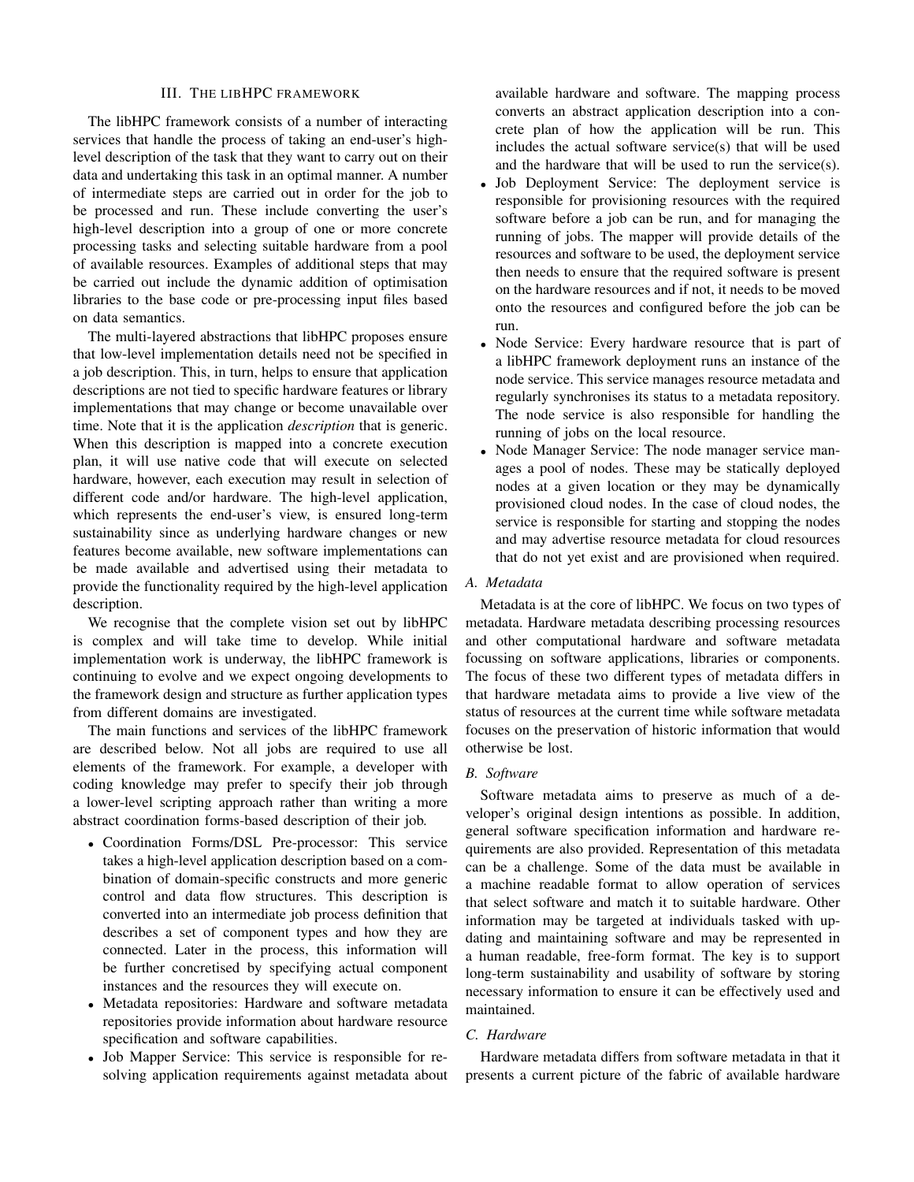## III. The libHPC framework

The libHPC framework consists of a number of interacting services that handle the process of taking an end-user's high-level description of the task that they want to carry out on their data and undertaking this task in an optimal manner. A number of intermediate steps are carried out in order for the job to be processed and run. These include converting the user's high-level description into a group of one or more concrete processing tasks and selecting suitable hardware from a pool of available resources. Examples of additional steps that may be carried out include the dynamic addition of optimisation libraries to the base code or pre-processing input files based on data semantics.

The multi-layered abstractions that libHPC proposes ensure that low-level implementation details need not be specified in a job description. This, in turn, helps to ensure that application descriptions are not tied to specific hardware features or library implementations that may change or become unavailable over time. Note that it is the application *description* that is generic. When this description is mapped into a concrete execution plan, it will use native code that will execute on selected hardware, however, each execution may result in selection of different code and/or hardware. The high-level application, which represents the end-user's view, is ensured long-term sustainability since as underlying hardware changes or new features become available, new software implementations can be made available and advertised using their metadata to provide the functionality required by the high-level application description.

We recognise that the complete vision set out by libHPC is complex and will take time to develop. While initial implementation work is underway, the libHPC framework is continuing to evolve and we expect ongoing developments to the framework design and structure as further application types from different domains are investigated.

The main functions and services of the libHPC framework are described below. Not all jobs are required to use all elements of the framework. For example, a developer with coding knowledge may prefer to specify their job through a lower-level scripting approach rather than writing a more abstract coordination forms-based description of their job.

- Coordination Forms/DSL Pre-processor: This service takes a high-level application description based on a combination of domain-specific constructs and more generic control and data flow structures. This description is converted into an intermediate job process definition that describes a set of component types and how they are connected. Later in the process, this information will be further concretised by specifying actual component instances and the resources they will execute on.
- Metadata repositories: Hardware and software metadata repositories provide information about hardware resource specification and software capabilities.
- Job Mapper Service: This service is responsible for resolving application requirements against metadata about available hardware and software. The mapping process converts an abstract application description into a concrete plan of how the application will be run. This includes the actual software service(s) that will be used and the hardware that will be used to run the service(s).
- Job Deployment Service: The deployment service is responsible for provisioning resources with the required software before a job can be run, and for managing the running of jobs. The mapper will provide details of the resources and software to be used, the deployment service then needs to ensure that the required software is present on the hardware resources and if not, it needs to be moved onto the resources and configured before the job can be run.
- Node Service: Every hardware resource that is part of a libHPC framework deployment runs an instance of the node service. This service manages resource metadata and regularly synchronises its status to a metadata repository. The node service is also responsible for handling the running of jobs on the local resource.
- Node Manager Service: The node manager service manages a pool of nodes. These may be statically deployed nodes at a given location or they may be dynamically provisioned cloud nodes. In the case of cloud nodes, the service is responsible for starting and stopping the nodes and may advertise resource metadata for cloud resources that do not yet exist and are provisioned when required.

### A. Metadata

Metadata is at the core of libHPC. We focus on two types of metadata. Hardware metadata describing processing resources and other computational hardware and software metadata focussing on software applications, libraries or components. The focus of these two different types of metadata differs in that hardware metadata aims to provide a live view of the status of resources at the current time while software metadata focuses on the preservation of historic information that would otherwise be lost.

### B. Software

Software metadata aims to preserve as much of a developer's original design intentions as possible. In addition, general software specification information and hardware requirements are also provided. Representation of this metadata can be a challenge. Some of the data must be available in a machine readable format to allow operation of services that select software and match it to suitable hardware. Other information may be targeted at individuals tasked with updating and maintaining software and may be represented in a human readable, free-form format. The key is to support long-term sustainability and usability of software by storing necessary information to ensure it can be effectively used and maintained.

### C. Hardware

Hardware metadata differs from software metadata in that it presents a current picture of the fabric of available hardware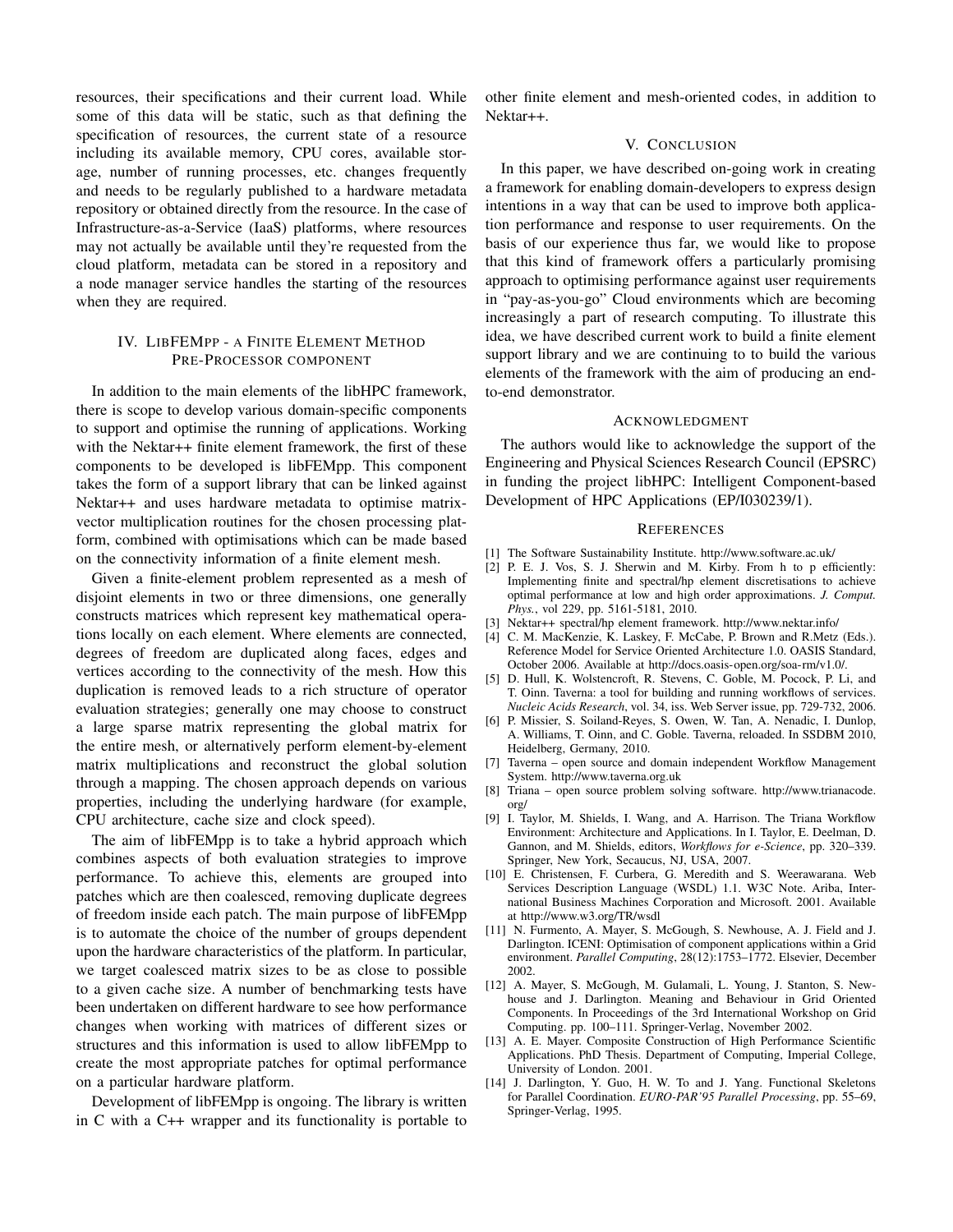resources, their specifications and their current load. While some of this data will be static, such as that defining the specification of resources, the current state of a resource including its available memory, CPU cores, available storage, number of running processes, etc. changes frequently and needs to be regularly published to a hardware metadata repository or obtained directly from the resource. In the case of Infrastructure-as-a-Service (IaaS) platforms, where resources may not actually be available until they're requested from the cloud platform, metadata can be stored in a repository and a node manager service handles the starting of the resources when they are required.

## IV. LibFEMpp - A Finite Element Method Pre-Processor Component

In addition to the main elements of the libHPC framework, there is scope to develop various domain-specific components to support and optimise the running of applications. Working with the Nektar++ finite element framework, the first of these components to be developed is libFEMpp. This component takes the form of a support library that can be linked against Nektar++ and uses hardware metadata to optimise matrix-vector multiplication routines for the chosen processing platform, combined with optimisations which can be made based on the connectivity information of a finite element mesh.

Given a finite-element problem represented as a mesh of disjoint elements in two or three dimensions, one generally constructs matrices which represent key mathematical operations locally on each element. Where elements are connected, degrees of freedom are duplicated along faces, edges and vertices according to the connectivity of the mesh. How this duplication is removed leads to a rich structure of operator evaluation strategies; generally one may choose to construct a large sparse matrix representing the global matrix for the entire mesh, or alternatively perform element-by-element matrix multiplications and reconstruct the global solution through a mapping. The chosen approach depends on various properties, including the underlying hardware (for example, CPU architecture, cache size and clock speed).

The aim of libFEMpp is to take a hybrid approach which combines aspects of both evaluation strategies to improve performance. To achieve this, elements are grouped into patches which are then coalesced, removing duplicate degrees of freedom inside each patch. The main purpose of libFEMpp is to automate the choice of the number of groups dependent upon the hardware characteristics of the platform. In particular, we target coalesced matrix sizes to be as close to possible to a given cache size. A number of benchmarking tests have been undertaken on different hardware to see how performance changes when working with matrices of different sizes or structures and this information is used to allow libFEMpp to create the most appropriate patches for optimal performance on a particular hardware platform.

Development of libFEMpp is ongoing. The library is written in C with a C++ wrapper and its functionality is portable to other finite element and mesh-oriented codes, in addition to Nektar++.

## V. Conclusion

In this paper, we have described on-going work in creating a framework for enabling domain-developers to express design intentions in a way that can be used to improve both application performance and response to user requirements. On the basis of our experience thus far, we would like to propose that this kind of framework offers a particularly promising approach to optimising performance against user requirements in "pay-as-you-go" Cloud environments which are becoming increasingly a part of research computing. To illustrate this idea, we have described current work to build a finite element support library and we are continuing to to build the various elements of the framework with the aim of producing an end-to-end demonstrator.

## Acknowledgment

The authors would like to acknowledge the support of the Engineering and Physical Sciences Research Council (EPSRC) in funding the project libHPC: Intelligent Component-based Development of HPC Applications (EP/I030239/1).

## References

[1] The Software Sustainability Institute. http://www.software.ac.uk/

[2] P. E. J. Vos, S. J. Sherwin and M. Kirby. From h to p efficiently: Implementing finite and spectral/hp element discretisations to achieve optimal performance at low and high order approximations. *J. Comput. Phys.*, vol 229, pp. 5161-5181, 2010.

[3] Nektar++ spectral/hp element framework. http://www.nektar.info/

[4] C. M. MacKenzie, K. Laskey, F. McCabe, P. Brown and R.Metz (Eds.). Reference Model for Service Oriented Architecture 1.0. OASIS Standard, October 2006. Available at http://docs.oasis-open.org/soa-rm/v1.0/.

[5] D. Hull, K. Wolstencroft, R. Stevens, C. Goble, M. Pocock, P. Li, and T. Oinn. Taverna: a tool for building and running workflows of services. *Nucleic Acids Research*, vol. 34, iss. Web Server issue, pp. 729-732, 2006.

[6] P. Missier, S. Soiland-Reyes, S. Owen, W. Tan, A. Nenadic, I. Dunlop, A. Williams, T. Oinn, and C. Goble. Taverna, reloaded. In SSDBM 2010, Heidelberg, Germany, 2010.

[7] Taverna – open source and domain independent Workflow Management System. http://www.taverna.org.uk

[8] Triana – open source problem solving software. http://www.trianacode.org/

[9] I. Taylor, M. Shields, I. Wang, and A. Harrison. The Triana Workflow Environment: Architecture and Applications. In I. Taylor, E. Deelman, D. Gannon, and M. Shields, editors, *Workflows for e-Science*, pp. 320–339. Springer, New York, Secaucus, NJ, USA, 2007.

[10] E. Christensen, F. Curbera, G. Meredith and S. Weerawarana. Web Services Description Language (WSDL) 1.1. W3C Note. Ariba, International Business Machines Corporation and Microsoft. 2001. Available at http://www.w3.org/TR/wsdl

[11] N. Furmento, A. Mayer, S. McGough, S. Newhouse, A. J. Field and J. Darlington. ICENI: Optimisation of component applications within a Grid environment. *Parallel Computing*, 28(12):1753–1772. Elsevier, December 2002.

[12] A. Mayer, S. McGough, M. Gulamali, L. Young, J. Stanton, S. Newhouse and J. Darlington. Meaning and Behaviour in Grid Oriented Components. In Proceedings of the 3rd International Workshop on Grid Computing. pp. 100–111. Springer-Verlag, November 2002.

[13] A. E. Mayer. Composite Construction of High Performance Scientific Applications. PhD Thesis. Department of Computing, Imperial College, University of London. 2001.

[14] J. Darlington, Y. Guo, H. W. To and J. Yang. Functional Skeletons for Parallel Coordination. *EURO-PAR'95 Parallel Processing*, pp. 55–69, Springer-Verlag, 1995.